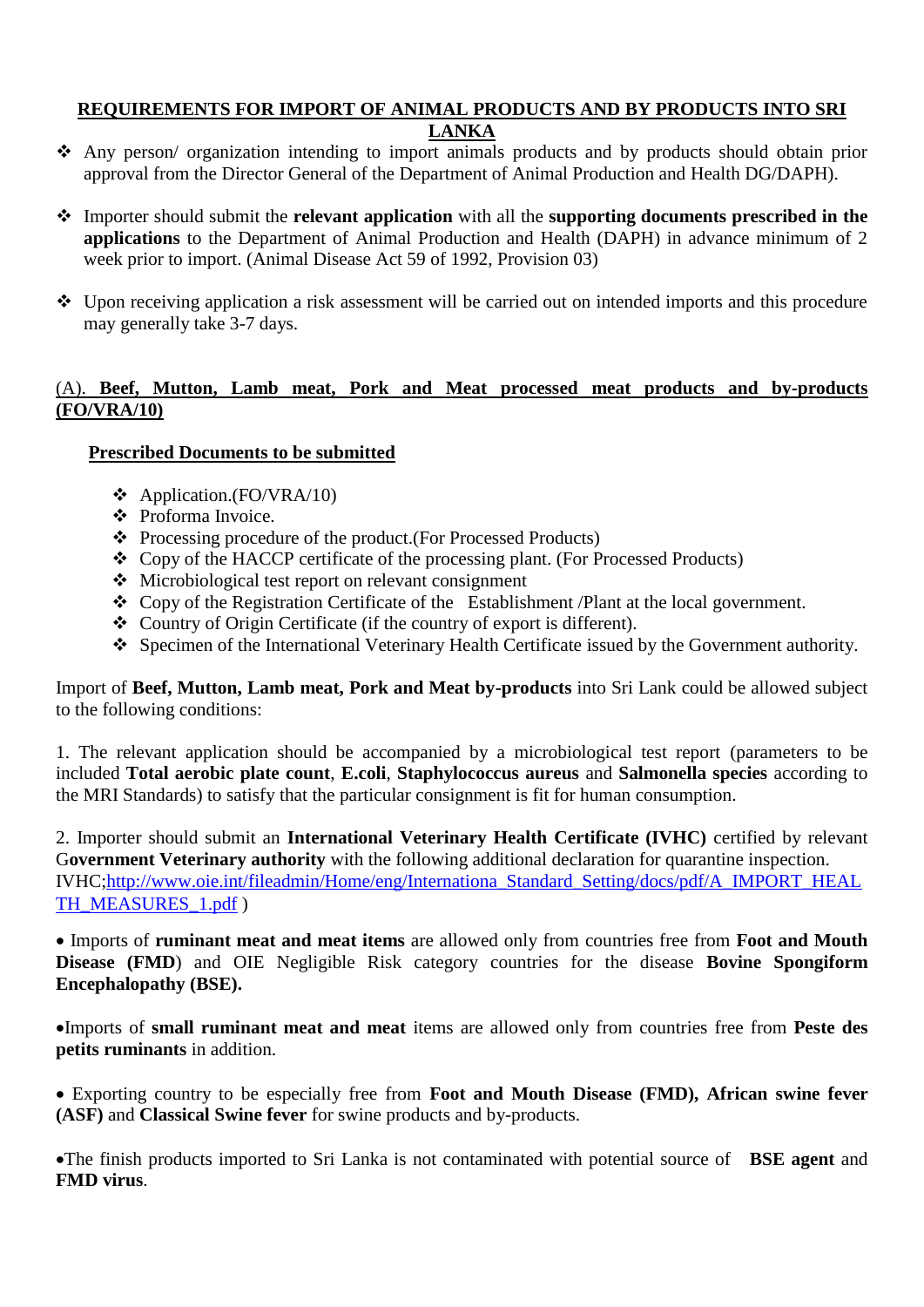# REQUIREMENTS FOR IMPORT OF ANIMAL PRODUCTS AND BY PRODUCTS INTO SRI LANKA

- Any person/ organization intending to import animals products and by products should obtain prior approval from the Director General of the Department of Animal Production and Health DG/DAPH).

- Importer should submit the **relevant application** with all the **supporting documents prescribed in the applications** to the Department of Animal Production and Health (DAPH) in advance minimum of 2 week prior to import. (Animal Disease Act 59 of 1992, Provision 03)

- Upon receiving application a risk assessment will be carried out on intended imports and this procedure may generally take 3-7 days.

## (A). Beef, Mutton, Lamb meat, Pork and Meat processed meat products and by-products (FO/VRA/10)

### Prescribed Documents to be submitted

- Application.(FO/VRA/10)
- Proforma Invoice.
- Processing procedure of the product.(For Processed Products)
- Copy of the HACCP certificate of the processing plant. (For Processed Products)
- Microbiological test report on relevant consignment
- Copy of the Registration Certificate of the Establishment /Plant at the local government.
- Country of Origin Certificate (if the country of export is different).
- Specimen of the International Veterinary Health Certificate issued by the Government authority.

Import of **Beef, Mutton, Lamb meat, Pork and Meat by-products** into Sri Lank could be allowed subject to the following conditions:

1. The relevant application should be accompanied by a microbiological test report (parameters to be included **Total aerobic plate count**, **E.coli**, **Staphylococcus aureus** and **Salmonella species** according to the MRI Standards) to satisfy that the particular consignment is fit for human consumption.

2. Importer should submit an **International Veterinary Health Certificate (IVHC)** certified by relevant G**overnment Veterinary authority** with the following additional declaration for quarantine inspection. IVHC;[http://www.oie.int/fileadmin/Home/eng/Internationa_Standard_Setting/docs/pdf/A_IMPORT_HEALTH_MEASURES_1.pdf](http://www.oie.int/fileadmin/Home/eng/Internationa_Standard_Setting/docs/pdf/A_IMPORT_HEALTH_MEASURES_1.pdf) )

- Imports of **ruminant meat and meat items** are allowed only from countries free from **Foot and Mouth Disease (FMD**) and OIE Negligible Risk category countries for the disease **Bovine Spongiform Encephalopathy (BSE).**

- Imports of **small ruminant meat and meat** items are allowed only from countries free from **Peste des petits ruminants** in addition.

- Exporting country to be especially free from **Foot and Mouth Disease (FMD), African swine fever (ASF)** and **Classical Swine fever** for swine products and by-products.

- The finish products imported to Sri Lanka is not contaminated with potential source of **BSE agent** and **FMD virus**.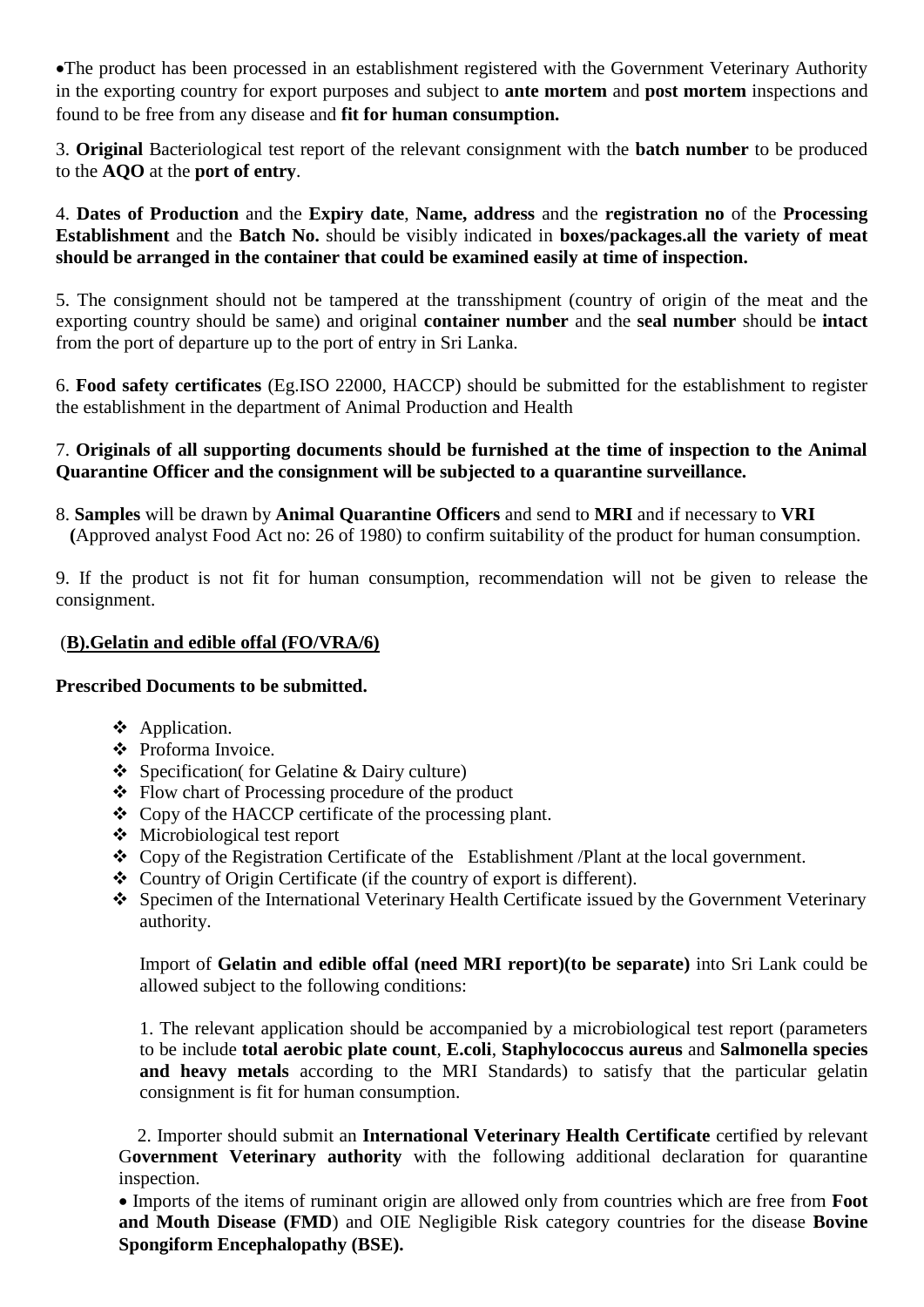- The product has been processed in an establishment registered with the Government Veterinary Authority in the exporting country for export purposes and subject to **ante mortem** and **post mortem** inspections and found to be free from any disease and **fit for human consumption.**

3. **Original** Bacteriological test report of the relevant consignment with the **batch number** to be produced to the **AQO** at the **port of entry**.

4. **Dates of Production** and the **Expiry date**, **Name, address** and the **registration no** of the **Processing Establishment** and the **Batch No.** should be visibly indicated in **boxes/packages.all the variety of meat should be arranged in the container that could be examined easily at time of inspection.**

5. The consignment should not be tampered at the transshipment (country of origin of the meat and the exporting country should be same) and original **container number** and the **seal number** should be **intact** from the port of departure up to the port of entry in Sri Lanka.

6. **Food safety certificates** (Eg.ISO 22000, HACCP) should be submitted for the establishment to register the establishment in the department of Animal Production and Health

7. **Originals of all supporting documents should be furnished at the time of inspection to the Animal Quarantine Officer and the consignment will be subjected to a quarantine surveillance.**

8. **Samples** will be drawn by **Animal Quarantine Officers** and send to **MRI** and if necessary to **VRI** **(**Approved analyst Food Act no: 26 of 1980) to confirm suitability of the product for human consumption.

9. If the product is not fit for human consumption, recommendation will not be given to release the consignment.

(**B).Gelatin and edible offal (FO/VRA/6)**

**Prescribed Documents to be submitted.**

- Application.
- Proforma Invoice.
- Specification( for Gelatine & Dairy culture)
- Flow chart of Processing procedure of the product
- Copy of the HACCP certificate of the processing plant.
- Microbiological test report
- Copy of the Registration Certificate of the Establishment /Plant at the local government.
- Country of Origin Certificate (if the country of export is different).
- Specimen of the International Veterinary Health Certificate issued by the Government Veterinary authority.

Import of **Gelatin and edible offal (need MRI report)(to be separate)** into Sri Lank could be allowed subject to the following conditions:

1. The relevant application should be accompanied by a microbiological test report (parameters to be include **total aerobic plate count**, **E.coli**, **Staphylococcus aureus** and **Salmonella species and heavy metals** according to the MRI Standards) to satisfy that the particular gelatin consignment is fit for human consumption.

2. Importer should submit an **International Veterinary Health Certificate** certified by relevant G**overnment Veterinary authority** with the following additional declaration for quarantine inspection.

- Imports of the items of ruminant origin are allowed only from countries which are free from **Foot and Mouth Disease (FMD**) and OIE Negligible Risk category countries for the disease **Bovine Spongiform Encephalopathy (BSE).**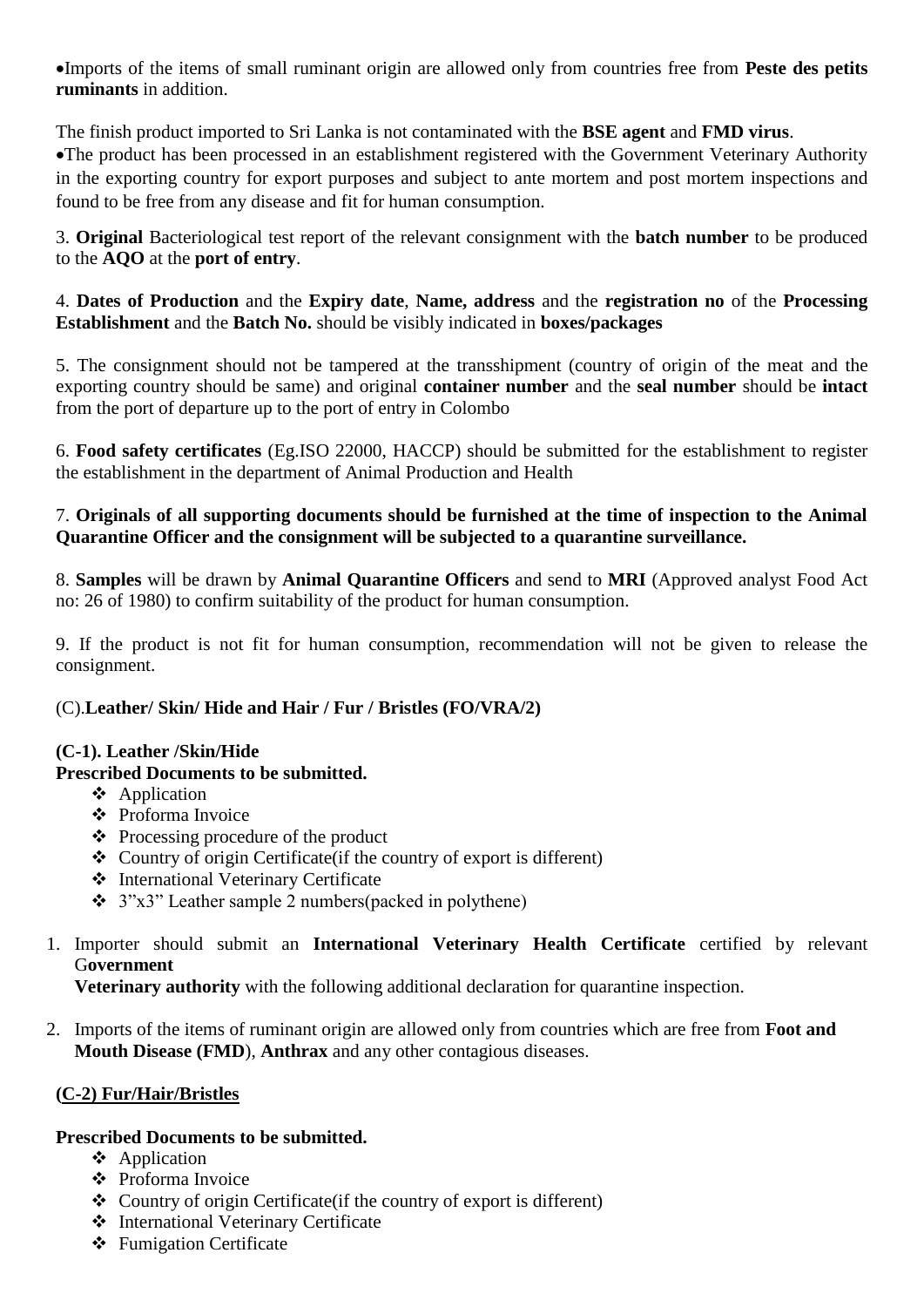- Imports of the items of small ruminant origin are allowed only from countries free from **Peste des petits ruminants** in addition.

The finish product imported to Sri Lanka is not contaminated with the **BSE agent** and **FMD virus**.

- The product has been processed in an establishment registered with the Government Veterinary Authority in the exporting country for export purposes and subject to ante mortem and post mortem inspections and found to be free from any disease and fit for human consumption.

3. **Original** Bacteriological test report of the relevant consignment with the **batch number** to be produced to the **AQO** at the **port of entry**.

4. **Dates of Production** and the **Expiry date**, **Name, address** and the **registration no** of the **Processing Establishment** and the **Batch No.** should be visibly indicated in **boxes/packages**

5. The consignment should not be tampered at the transshipment (country of origin of the meat and the exporting country should be same) and original **container number** and the **seal number** should be **intact** from the port of departure up to the port of entry in Colombo

6. **Food safety certificates** (Eg.ISO 22000, HACCP) should be submitted for the establishment to register the establishment in the department of Animal Production and Health

7. **Originals of all supporting documents should be furnished at the time of inspection to the Animal Quarantine Officer and the consignment will be subjected to a quarantine surveillance.**

8. **Samples** will be drawn by **Animal Quarantine Officers** and send to **MRI** (Approved analyst Food Act no: 26 of 1980) to confirm suitability of the product for human consumption.

9. If the product is not fit for human consumption, recommendation will not be given to release the consignment.

(C).**Leather/ Skin/ Hide and Hair / Fur / Bristles (FO/VRA/2)**

**(C-1). Leather /Skin/Hide**

**Prescribed Documents to be submitted.**

- Application
- Proforma Invoice
- Processing procedure of the product
- Country of origin Certificate(if the country of export is different)
- International Veterinary Certificate
- 3"x3" Leather sample 2 numbers(packed in polythene)

1. Importer should submit an **International Veterinary Health Certificate** certified by relevant G**overnment Veterinary authority** with the following additional declaration for quarantine inspection.

2. Imports of the items of ruminant origin are allowed only from countries which are free from **Foot and Mouth Disease (FMD**), **Anthrax** and any other contagious diseases.

**(C-2) Fur/Hair/Bristles**

**Prescribed Documents to be submitted.**

- Application
- Proforma Invoice
- Country of origin Certificate(if the country of export is different)
- International Veterinary Certificate
- Fumigation Certificate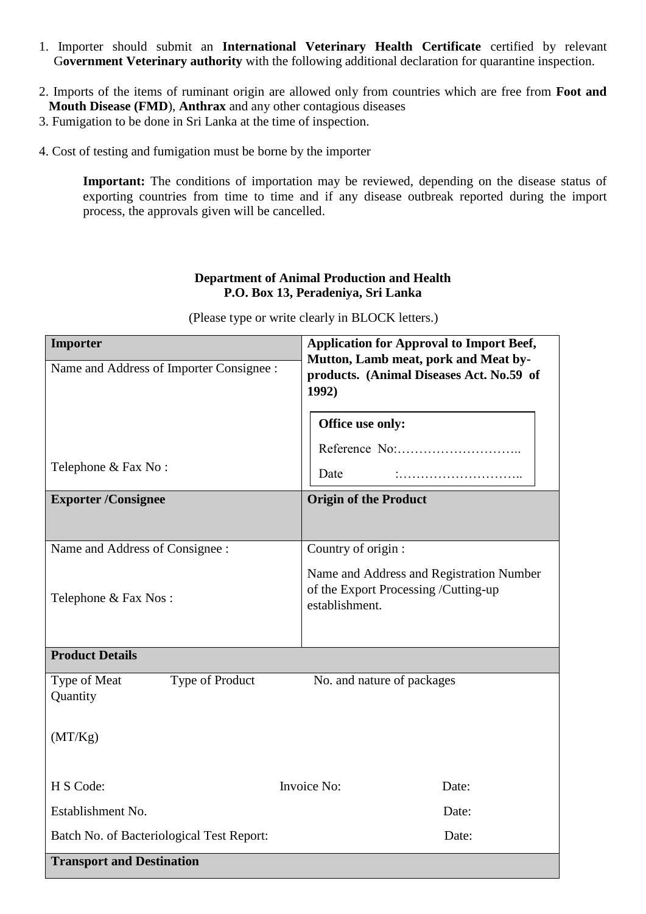1. Importer should submit an **International Veterinary Health Certificate** certified by relevant G**overnment Veterinary authority** with the following additional declaration for quarantine inspection.

2. Imports of the items of ruminant origin are allowed only from countries which are free from **Foot and Mouth Disease (FMD**), **Anthrax** and any other contagious diseases
3. Fumigation to be done in Sri Lanka at the time of inspection.

4. Cost of testing and fumigation must be borne by the importer

> **Important:** The conditions of importation may be reviewed, depending on the disease status of exporting countries from time to time and if any disease outbreak reported during the import process, the approvals given will be cancelled.

**Department of Animal Production and Health**
**P.O. Box 13, Peradeniya, Sri Lanka**

(Please type or write clearly in BLOCK letters.)

| **Importer** | **Application for Approval to Import Beef, Mutton, Lamb meat, pork and Meat by-products. (Animal Diseases Act. No.59 of 1992)** |
|---|---|
| Name and Address of Importer Consignee :<br><br>Telephone & Fax No : | **Office use only:**<br>Reference No:………………………..<br>Date :……………………….. |
| **Exporter /Consignee** | **Origin of the Product** |
| Name and Address of Consignee :<br><br>Telephone & Fax Nos : | Country of origin :<br>Name and Address and Registration Number of the Export Processing /Cutting-up establishment. |
| **Product Details** | |
| Type of Meat Type of Product No. and nature of packages Quantity<br><br>(MT/Kg) | |
| H S Code: Invoice No: Date: | |
| Establishment No. Date: | |
| Batch No. of Bacteriological Test Report: Date: | |
| **Transport and Destination** | |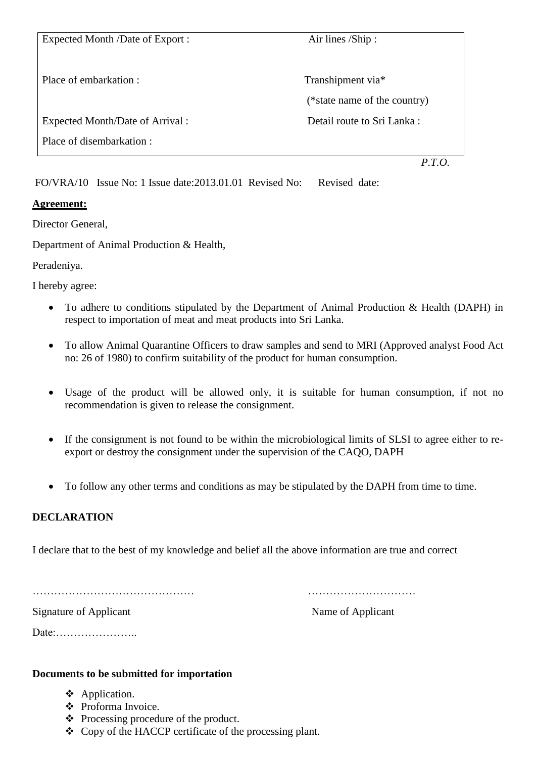| Expected Month /Date of Export : | Air lines /Ship : |
|---|---|
| Place of embarkation : | Transhipment via* (*state name of the country) |
| Expected Month/Date of Arrival : | Detail route to Sri Lanka : |
| Place of disembarkation : | |

*P.T.O.*

FO/VRA/10 Issue No: 1 Issue date:2013.01.01 Revised No: Revised date:

**Agreement:**

Director General,

Department of Animal Production & Health,

Peradeniya.

I hereby agree:

- To adhere to conditions stipulated by the Department of Animal Production & Health (DAPH) in respect to importation of meat and meat products into Sri Lanka.
- To allow Animal Quarantine Officers to draw samples and send to MRI (Approved analyst Food Act no: 26 of 1980) to confirm suitability of the product for human consumption.
- Usage of the product will be allowed only, it is suitable for human consumption, if not no recommendation is given to release the consignment.
- If the consignment is not found to be within the microbiological limits of SLSI to agree either to re-export or destroy the consignment under the supervision of the CAQO, DAPH
- To follow any other terms and conditions as may be stipulated by the DAPH from time to time.

**DECLARATION**

I declare that to the best of my knowledge and belief all the above information are true and correct

……………………………………… …………………………

Signature of Applicant Name of Applicant

Date:…………………..

**Documents to be submitted for importation**

- Application.
- Proforma Invoice.
- Processing procedure of the product.
- Copy of the HACCP certificate of the processing plant.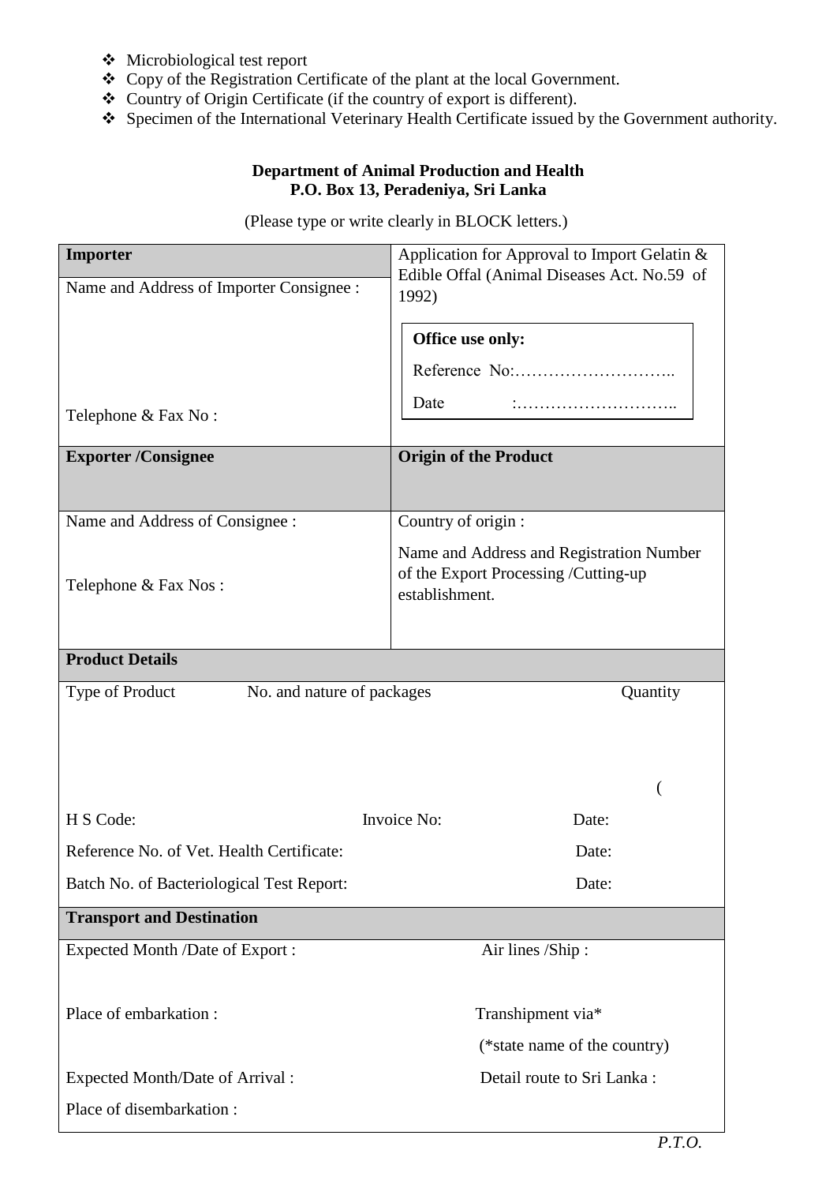- Microbiological test report
- Copy of the Registration Certificate of the plant at the local Government.
- Country of Origin Certificate (if the country of export is different).
- Specimen of the International Veterinary Health Certificate issued by the Government authority.

**Department of Animal Production and Health**
**P.O. Box 13, Peradeniya, Sri Lanka**

(Please type or write clearly in BLOCK letters.)

| **Importer** | Application for Approval to Import Gelatin & Edible Offal (Animal Diseases Act. No.59 of 1992) |
|---|---|
| Name and Address of Importer Consignee :<br><br><br>Telephone & Fax No : | **Office use only:**<br>Reference No:………………………..<br>Date :……………………….. |
| **Exporter /Consignee** | **Origin of the Product** |
| Name and Address of Consignee :<br><br>Telephone & Fax Nos : | Country of origin :<br><br>Name and Address and Registration Number of the Export Processing /Cutting-up establishment. |

| **Product Details** | | |
|---|---|---|
| Type of Product | No. and nature of packages | Quantity |
| | | ( |
| H S Code: | Invoice No: | Date: |
| Reference No. of Vet. Health Certificate: | | Date: |
| Batch No. of Bacteriological Test Report: | | Date: |

| **Transport and Destination** | |
|---|---|
| Expected Month /Date of Export : | Air lines /Ship : |
| Place of embarkation : | Transhipment via*<br>(*state name of the country) |
| Expected Month/Date of Arrival : | Detail route to Sri Lanka : |
| Place of disembarkation : | |

*P.T.O.*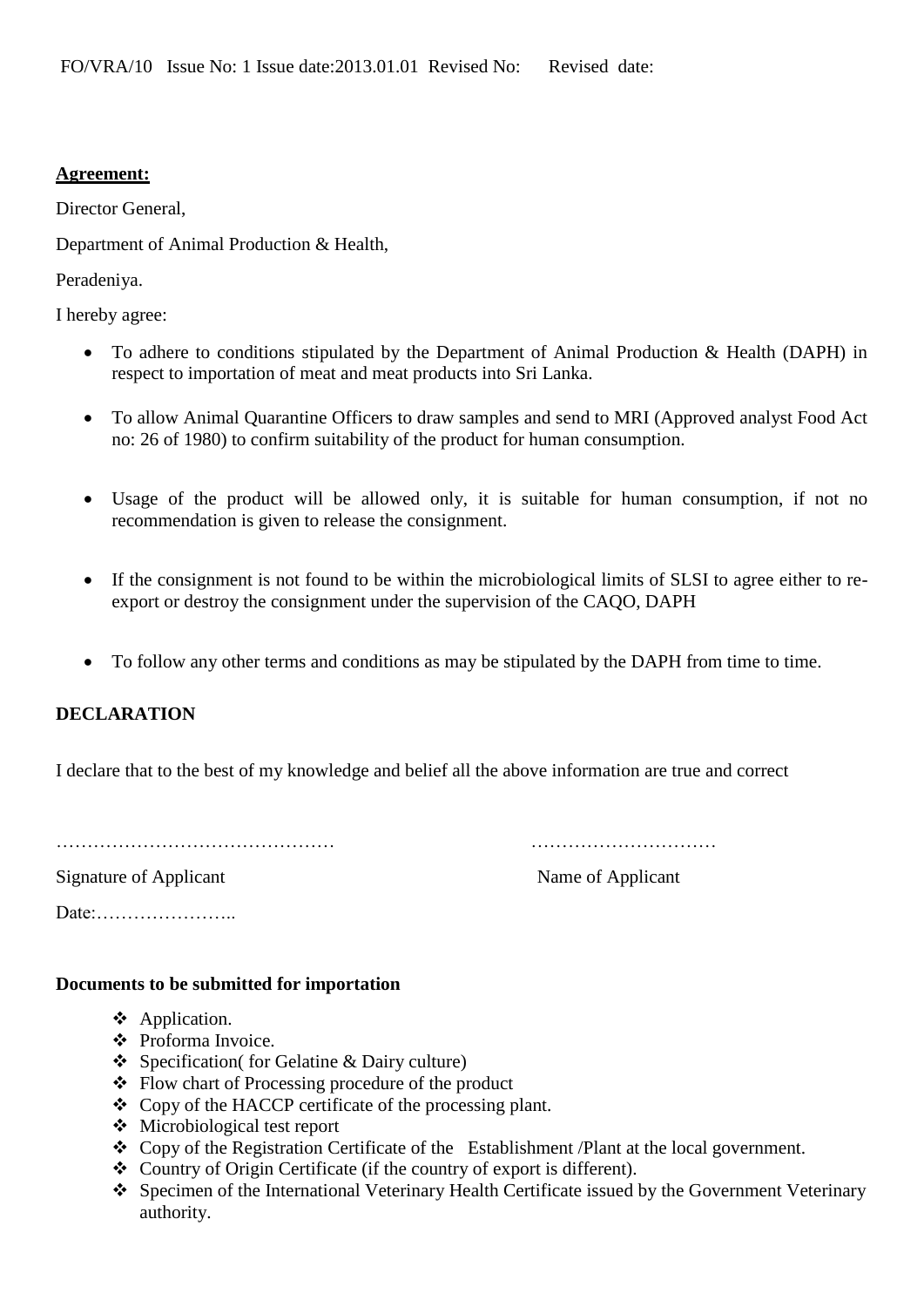FO/VRA/10 Issue No: 1 Issue date:2013.01.01 Revised No: Revised date:

**Agreement:**

Director General,

Department of Animal Production & Health,

Peradeniya.

I hereby agree:

- To adhere to conditions stipulated by the Department of Animal Production & Health (DAPH) in respect to importation of meat and meat products into Sri Lanka.
- To allow Animal Quarantine Officers to draw samples and send to MRI (Approved analyst Food Act no: 26 of 1980) to confirm suitability of the product for human consumption.
- Usage of the product will be allowed only, it is suitable for human consumption, if not no recommendation is given to release the consignment.
- If the consignment is not found to be within the microbiological limits of SLSI to agree either to re-export or destroy the consignment under the supervision of the CAQO, DAPH
- To follow any other terms and conditions as may be stipulated by the DAPH from time to time.

**DECLARATION**

I declare that to the best of my knowledge and belief all the above information are true and correct

……………………………………… …………………………

Signature of Applicant Name of Applicant

Date:…………………..

**Documents to be submitted for importation**

- Application.
- Proforma Invoice.
- Specification( for Gelatine & Dairy culture)
- Flow chart of Processing procedure of the product
- Copy of the HACCP certificate of the processing plant.
- Microbiological test report
- Copy of the Registration Certificate of the Establishment /Plant at the local government.
- Country of Origin Certificate (if the country of export is different).
- Specimen of the International Veterinary Health Certificate issued by the Government Veterinary authority.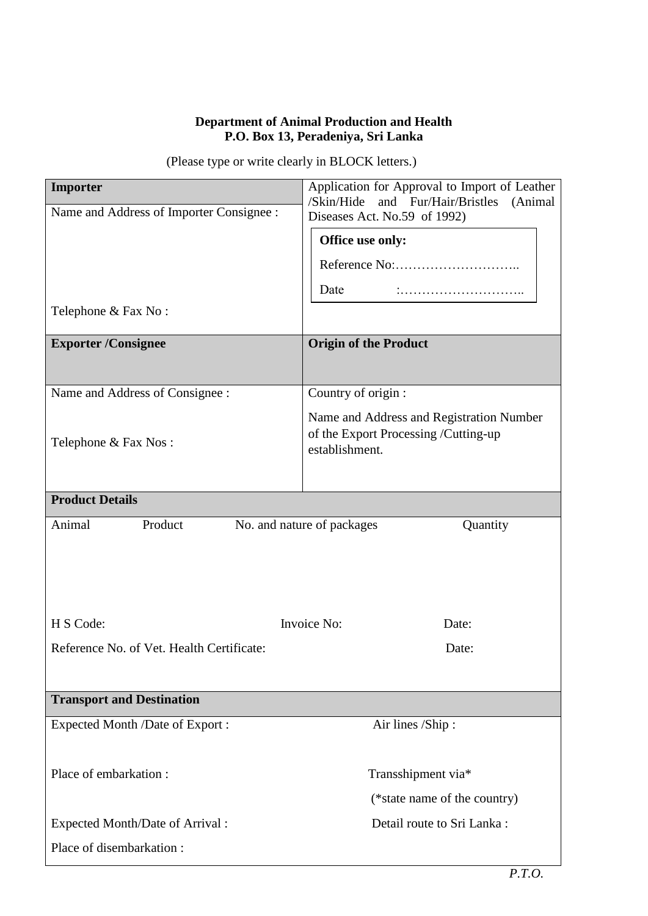**Department of Animal Production and Health**
**P.O. Box 13, Peradeniya, Sri Lanka**

(Please type or write clearly in BLOCK letters.)

| **Importer** | Application for Approval to Import of Leather /Skin/Hide and Fur/Hair/Bristles (Animal Diseases Act. No.59 of 1992) |
|---|---|
| Name and Address of Importer Consignee :<br><br>Telephone & Fax No : | **Office use only:**<br>Reference No:………………………..<br>Date :……………………….. |
| **Exporter /Consignee** | **Origin of the Product** |
| Name and Address of Consignee :<br><br>Telephone & Fax Nos : | Country of origin :<br>Name and Address and Registration Number of the Export Processing /Cutting-up establishment. |

| **Product Details** | | | |
|---|---|---|---|
| Animal | Product | No. and nature of packages | Quantity |
| | | | |
| H S Code: | | Invoice No: | Date: |
| Reference No. of Vet. Health Certificate: | | | Date: |

| **Transport and Destination** | |
|---|---|
| Expected Month /Date of Export : | Air lines /Ship : |
| Place of embarkation : | Transshipment via*<br>(*state name of the country) |
| Expected Month/Date of Arrival : | Detail route to Sri Lanka : |
| Place of disembarkation : | |

*P.T.O.*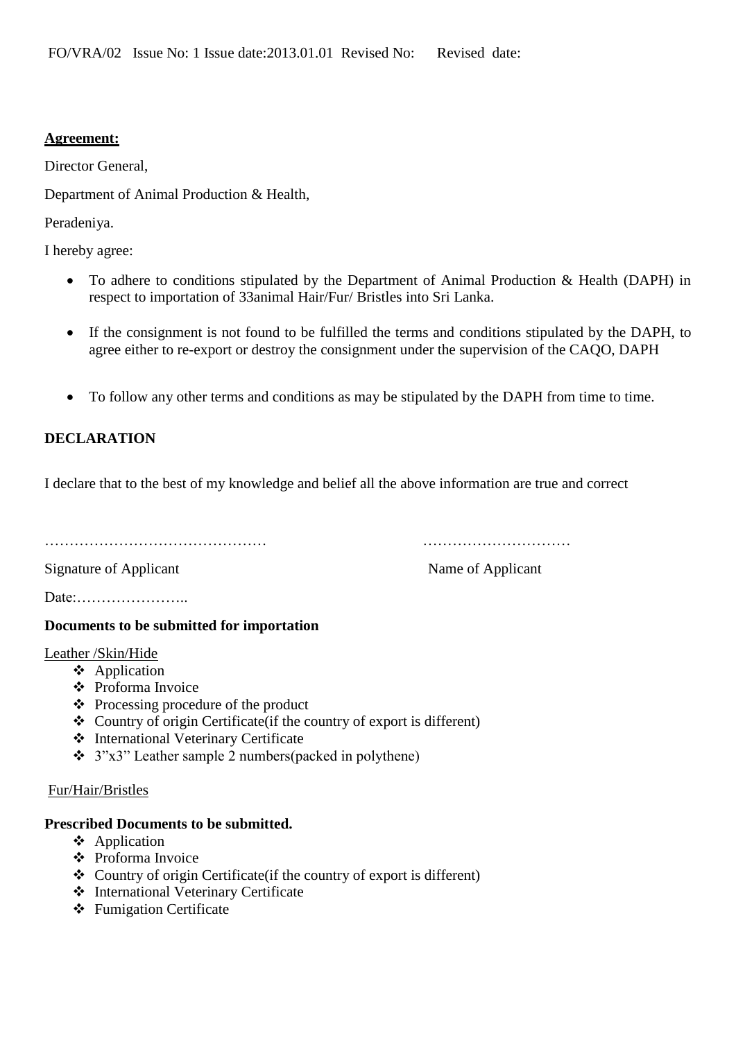FO/VRA/02 Issue No: 1 Issue date:2013.01.01 Revised No: Revised date:

**Agreement:**

Director General,

Department of Animal Production & Health,

Peradeniya.

I hereby agree:

- To adhere to conditions stipulated by the Department of Animal Production & Health (DAPH) in respect to importation of 33animal Hair/Fur/ Bristles into Sri Lanka.
- If the consignment is not found to be fulfilled the terms and conditions stipulated by the DAPH, to agree either to re-export or destroy the consignment under the supervision of the CAQO, DAPH
- To follow any other terms and conditions as may be stipulated by the DAPH from time to time.

**DECLARATION**

I declare that to the best of my knowledge and belief all the above information are true and correct

……………………………………… …………………………

Signature of Applicant Name of Applicant

Date:…………………..

**Documents to be submitted for importation**

Leather /Skin/Hide

- Application
- Proforma Invoice
- Processing procedure of the product
- Country of origin Certificate(if the country of export is different)
- International Veterinary Certificate
- 3"x3" Leather sample 2 numbers(packed in polythene)

Fur/Hair/Bristles

**Prescribed Documents to be submitted.**

- Application
- Proforma Invoice
- Country of origin Certificate(if the country of export is different)
- International Veterinary Certificate
- Fumigation Certificate